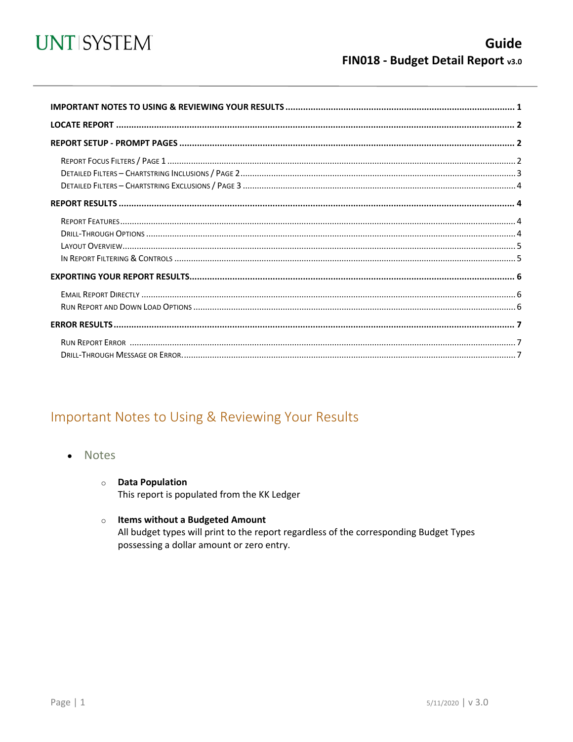# Guide

## FIN018 - Budget Detail Report v3.0

IMPORTANT NOTES TO USING & REVIEWING YOUR RESULTS ........ 1

LOCATE REPORT ........ 2

REPORT SETUP - PROMPT PAGES ........ 2

- Report Focus Filters / Page 1 ........ 2
- Detailed Filters – Chartstring Inclusions / Page 2 ........ 3
- Detailed Filters – Chartstring Exclusions / Page 3 ........ 4

REPORT RESULTS ........ 4

- Report Features ........ 4
- Drill-Through Options ........ 4
- Layout Overview ........ 5
- In Report Filtering & Controls ........ 5

EXPORTING YOUR REPORT RESULTS ........ 6

- Email Report Directly ........ 6
- Run Report and Down Load Options ........ 6

ERROR RESULTS ........ 7

- Run Report Error ........ 7
- Drill-Through Message or Error ........ 7

## Important Notes to Using & Reviewing Your Results

- Notes
  - **Data Population**
    This report is populated from the KK Ledger
  - **Items without a Budgeted Amount**
    All budget types will print to the report regardless of the corresponding Budget Types possessing a dollar amount or zero entry.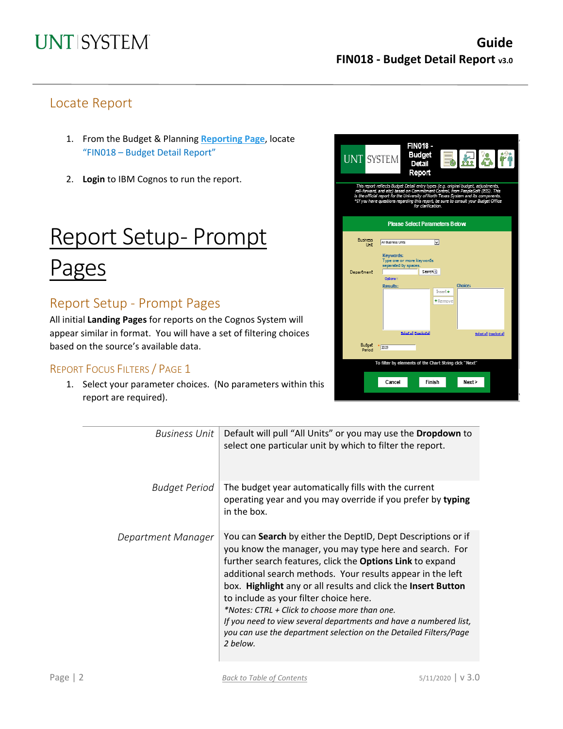## Locate Report

1. From the Budget & Planning **Reporting Page**, locate "FIN018 – Budget Detail Report"
2. **Login** to IBM Cognos to run the report.

# Report Setup- Prompt Pages

## Report Setup - Prompt Pages

All initial **Landing Pages** for reports on the Cognos System will appear similar in format. You will have a set of filtering choices based on the source's available data.

### Report Focus Filters / Page 1

1. Select your parameter choices. (No parameters within this report are required).

| | |
|---|---|
| *Business Unit* | Default will pull "All Units" or you may use the **Dropdown** to select one particular unit by which to filter the report. |
| *Budget Period* | The budget year automatically fills with the current operating year and you may override if you prefer by **typing** in the box. |
| *Department Manager* | You can **Search** by either the DeptID, Dept Descriptions or if you know the manager, you may type here and search. For further search features, click the **Options Link** to expand additional search methods. Your results appear in the left box. **Highlight** any or all results and click the **Insert Button** to include as your filter choice here. *\*Notes: CTRL + Click to choose more than one.* *If you need to view several departments and have a numbered list, you can use the department selection on the Detailed Filters/Page 2 below.* |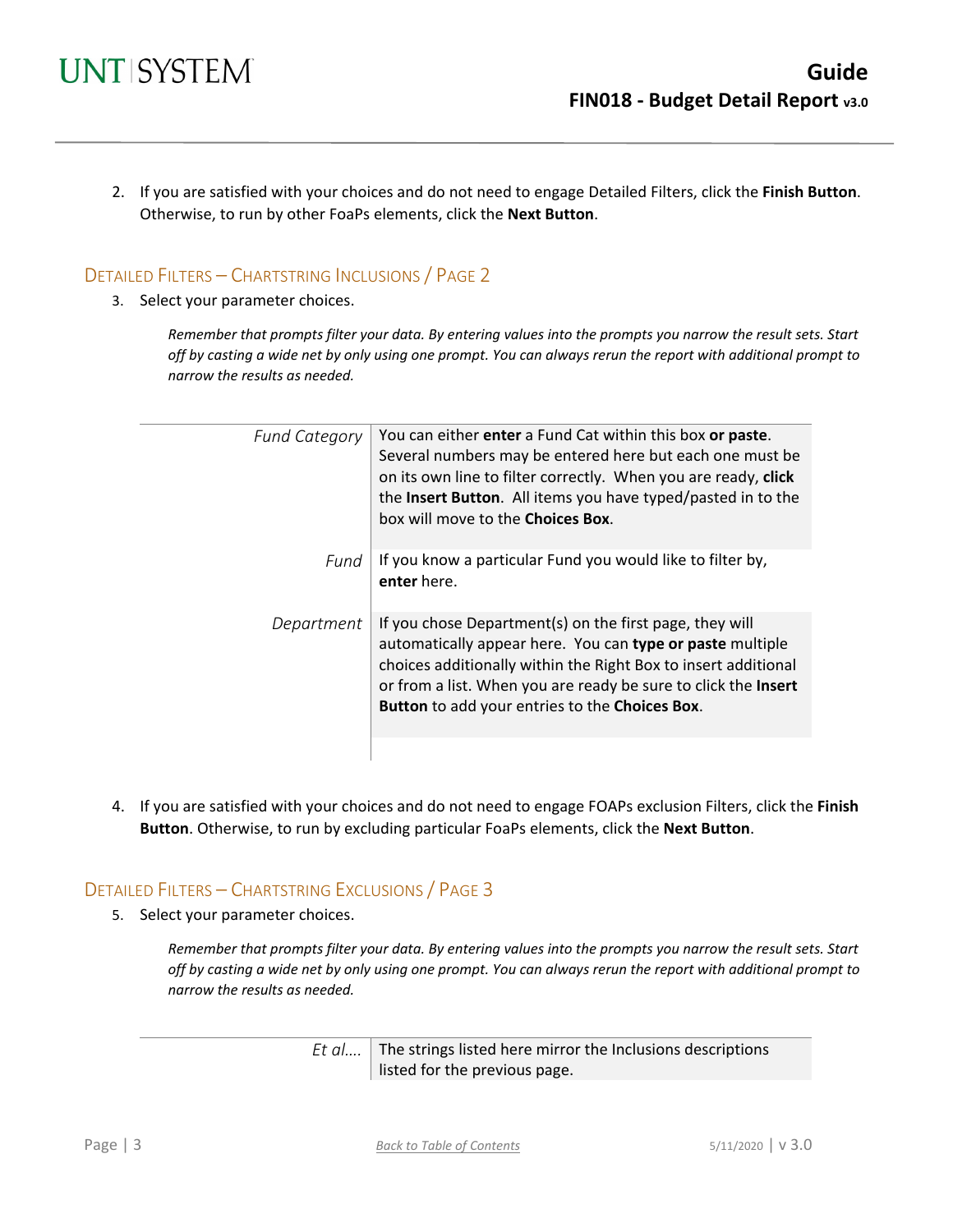2. If you are satisfied with your choices and do not need to engage Detailed Filters, click the **Finish Button**. Otherwise, to run by other FoaPs elements, click the **Next Button**.

## Detailed Filters – Chartstring Inclusions / Page 2

3. Select your parameter choices.

*Remember that prompts filter your data. By entering values into the prompts you narrow the result sets. Start off by casting a wide net by only using one prompt. You can always rerun the report with additional prompt to narrow the results as needed.*

| | |
|---|---|
| *Fund Category* | You can either **enter** a Fund Cat within this box **or paste**. Several numbers may be entered here but each one must be on its own line to filter correctly. When you are ready, **click** the **Insert Button**. All items you have typed/pasted in to the box will move to the **Choices Box**. |
| *Fund* | If you know a particular Fund you would like to filter by, **enter** here. |
| *Department* | If you chose Department(s) on the first page, they will automatically appear here. You can **type or paste** multiple choices additionally within the Right Box to insert additional or from a list. When you are ready be sure to click the **Insert Button** to add your entries to the **Choices Box**. |

4. If you are satisfied with your choices and do not need to engage FOAPs exclusion Filters, click the **Finish Button**. Otherwise, to run by excluding particular FoaPs elements, click the **Next Button**.

## Detailed Filters – Chartstring Exclusions / Page 3

5. Select your parameter choices.

*Remember that prompts filter your data. By entering values into the prompts you narrow the result sets. Start off by casting a wide net by only using one prompt. You can always rerun the report with additional prompt to narrow the results as needed.*

| | |
|---|---|
| *Et al….* | The strings listed here mirror the Inclusions descriptions listed for the previous page. |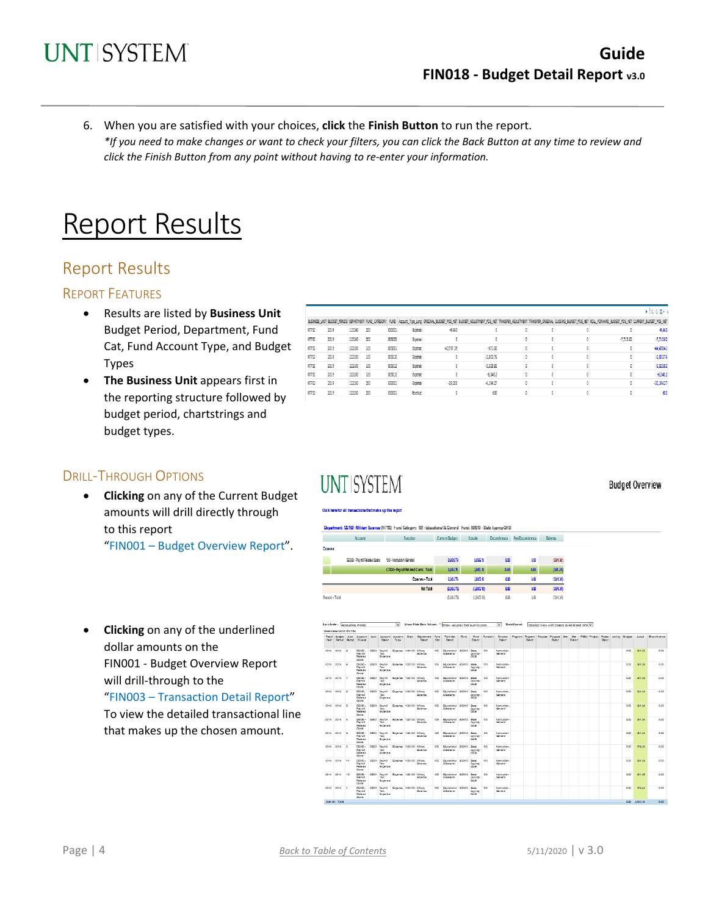6. When you are satisfied with your choices, **click** the **Finish Button** to run the report.
*\*If you need to make changes or want to check your filters, you can click the Back Button at any time to review and click the Finish Button from any point without having to re-enter your information.*

# Report Results

## Report Results

### Report Features

- Results are listed by **Business Unit** Budget Period, Department, Fund Cat, Fund Account Type, and Budget Types
- **The Business Unit** appears first in the reporting structure followed by budget period, chartstrings and budget types.

### Drill-Through Options

- **Clicking** on any of the Current Budget amounts will drill directly through to this report "FIN001 – Budget Overview Report".

- **Clicking** on any of the underlined dollar amounts on the FIN001 - Budget Overview Report will drill-through to the "FIN003 – Transaction Detail Report" To view the detailed transactional line that makes up the chosen amount.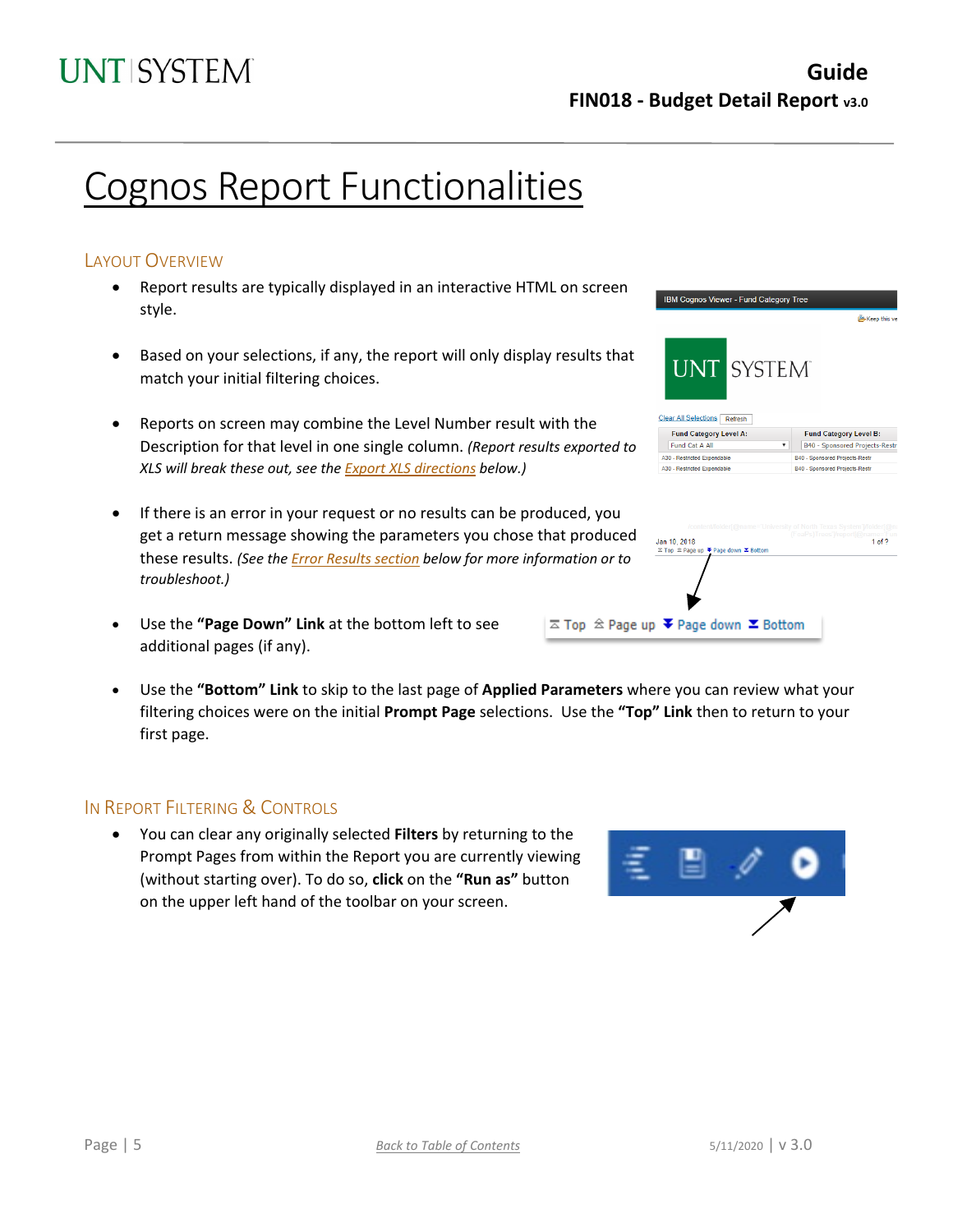# Cognos Report Functionalities

## Layout Overview

- Report results are typically displayed in an interactive HTML on screen style.
- Based on your selections, if any, the report will only display results that match your initial filtering choices.
- Reports on screen may combine the Level Number result with the Description for that level in one single column. *(Report results exported to XLS will break these out, see the Export XLS directions below.)*
- If there is an error in your request or no results can be produced, you get a return message showing the parameters you chose that produced these results. *(See the Error Results section below for more information or to troubleshoot.)*
- Use the **"Page Down" Link** at the bottom left to see additional pages (if any).
- Use the **"Bottom" Link** to skip to the last page of **Applied Parameters** where you can review what your filtering choices were on the initial **Prompt Page** selections. Use the **"Top" Link** then to return to your first page.

## In Report Filtering & Controls

- You can clear any originally selected **Filters** by returning to the Prompt Pages from within the Report you are currently viewing (without starting over). To do so, **click** on the **"Run as"** button on the upper left hand of the toolbar on your screen.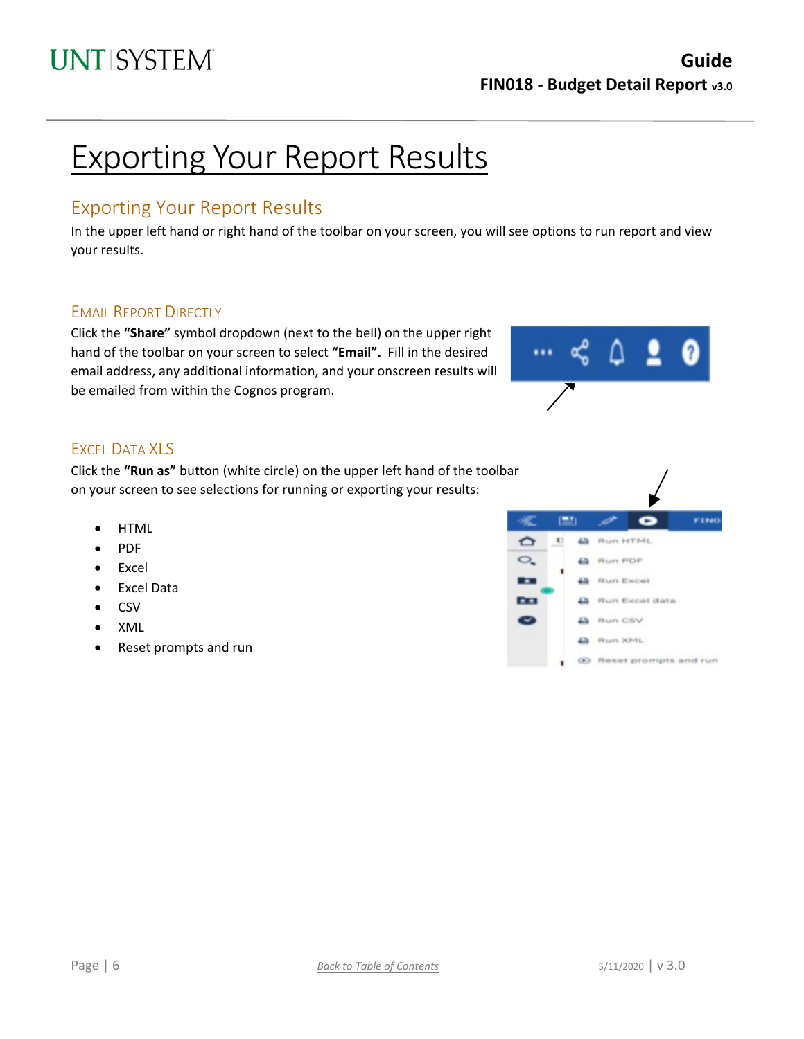# Exporting Your Report Results

## Exporting Your Report Results

In the upper left hand or right hand of the toolbar on your screen, you will see options to run report and view your results.

### Email Report Directly

Click the **"Share"** symbol dropdown (next to the bell) on the upper right hand of the toolbar on your screen to select **"Email".** Fill in the desired email address, any additional information, and your onscreen results will be emailed from within the Cognos program.

### Excel Data XLS

Click the **"Run as"** button (white circle) on the upper left hand of the toolbar on your screen to see selections for running or exporting your results:

- HTML
- PDF
- Excel
- Excel Data
- CSV
- XML
- Reset prompts and run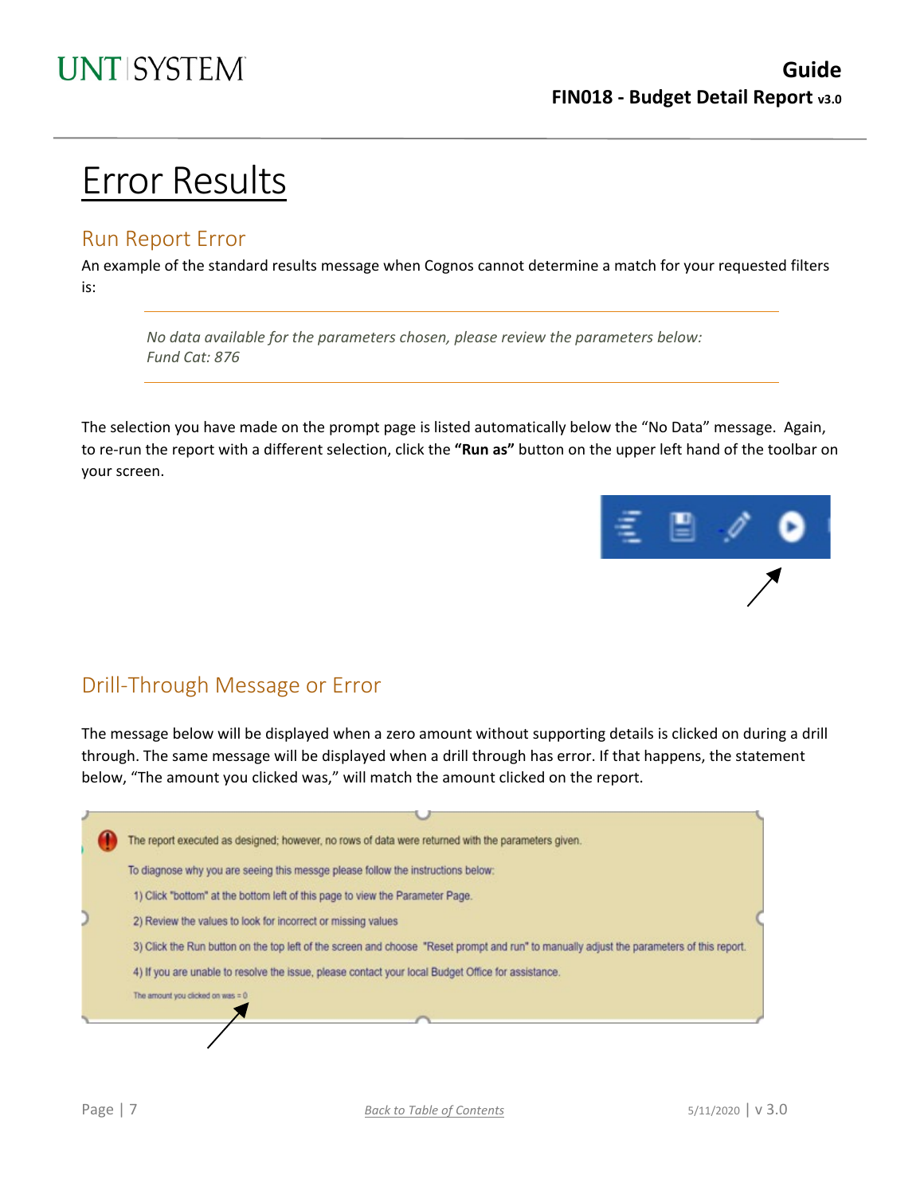# Error Results

## Run Report Error

An example of the standard results message when Cognos cannot determine a match for your requested filters is:

*No data available for the parameters chosen, please review the parameters below:*
*Fund Cat: 876*

The selection you have made on the prompt page is listed automatically below the "No Data" message. Again, to re-run the report with a different selection, click the **"Run as"** button on the upper left hand of the toolbar on your screen.

## Drill-Through Message or Error

The message below will be displayed when a zero amount without supporting details is clicked on during a drill through. The same message will be displayed when a drill through has error. If that happens, the statement below, "The amount you clicked was," will match the amount clicked on the report.

The report executed as designed; however, no rows of data were returned with the parameters given.

To diagnose why you are seeing this messge please follow the instructions below:

1) Click "bottom" at the bottom left of this page to view the Parameter Page.
2) Review the values to look for incorrect or missing values
3) Click the Run button on the top left of the screen and choose "Reset prompt and run" to manually adjust the parameters of this report.
4) If you are unable to resolve the issue, please contact your local Budget Office for assistance.

The amount you clicked on was = 0